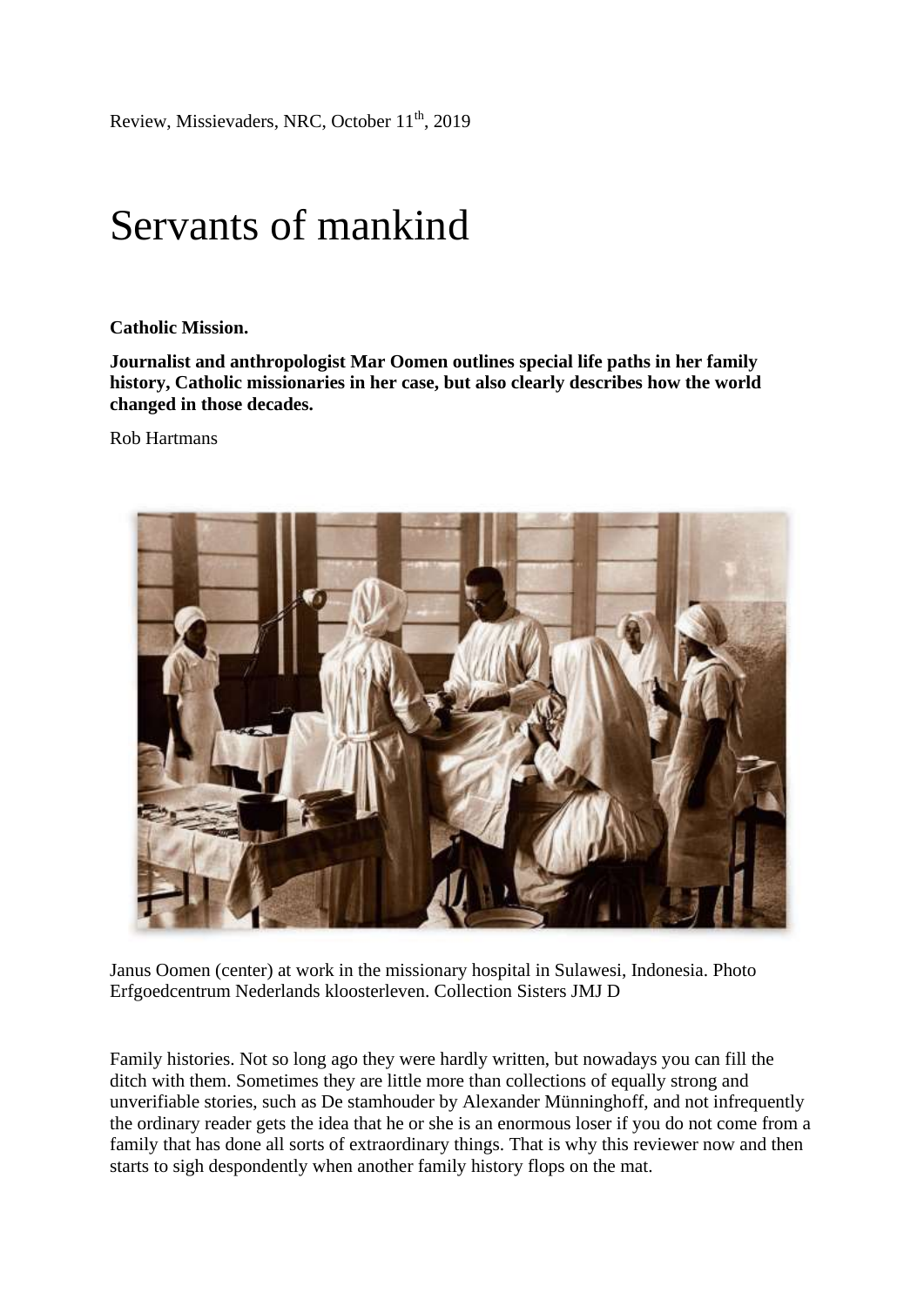Review, Missievaders, NRC, October 11th, 2019

# Servants of mankind

**Catholic Mission.**

**Journalist and anthropologist Mar Oomen outlines special life paths in her family history, Catholic missionaries in her case, but also clearly describes how the world changed in those decades.**

Rob Hartmans

Janus Oomen (center) at work in the missionary hospital in Sulawesi, Indonesia. Photo Erfgoedcentrum Nederlands kloosterleven. Collection Sisters JMJ D

Family histories. Not so long ago they were hardly written, but nowadays you can fill the ditch with them. Sometimes they are little more than collections of equally strong and unverifiable stories, such as De stamhouder by Alexander Münninghoff, and not infrequently the ordinary reader gets the idea that he or she is an enormous loser if you do not come from a family that has done all sorts of extraordinary things. That is why this reviewer now and then starts to sigh despondently when another family history flops on the mat.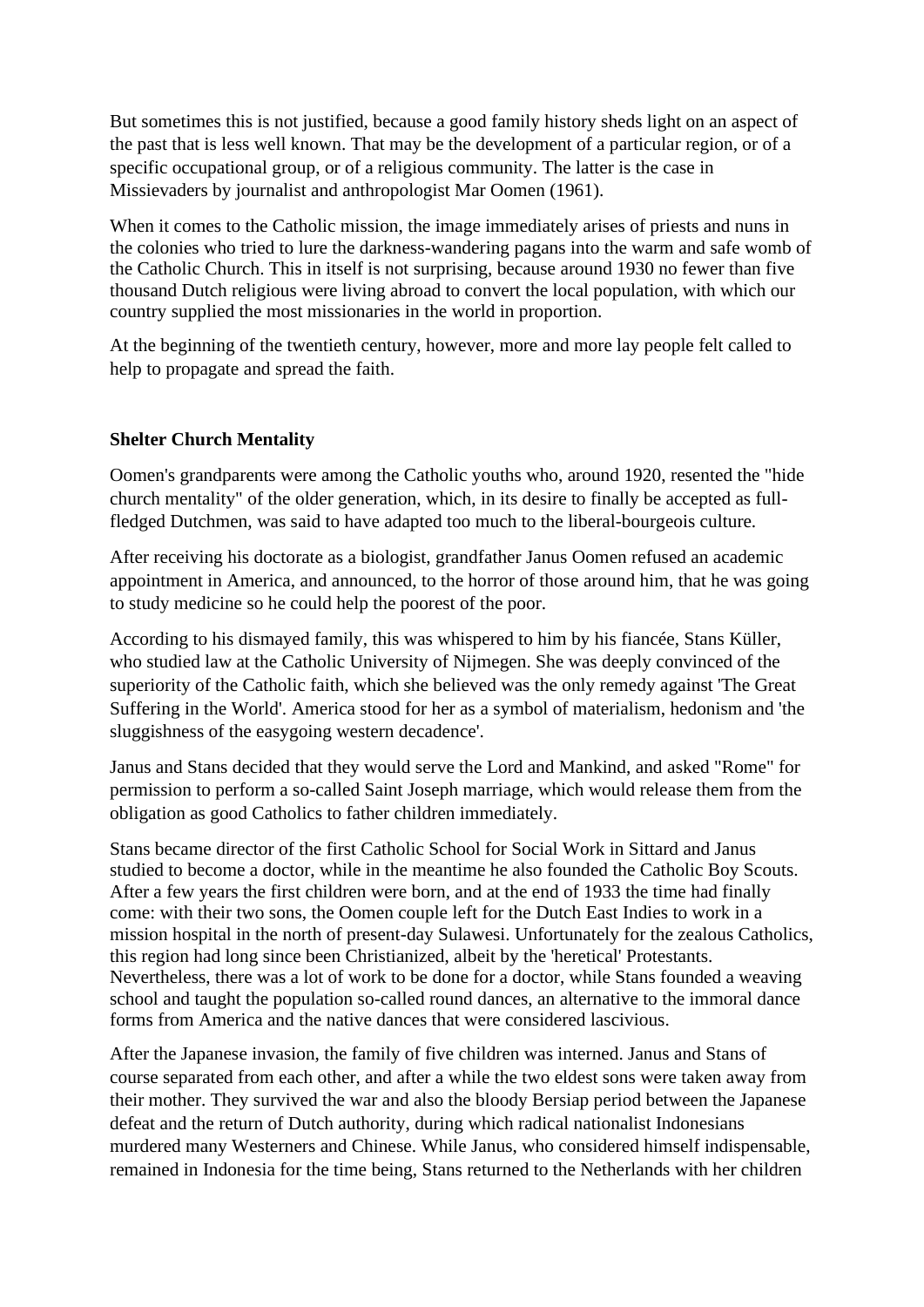But sometimes this is not justified, because a good family history sheds light on an aspect of the past that is less well known. That may be the development of a particular region, or of a specific occupational group, or of a religious community. The latter is the case in Missievaders by journalist and anthropologist Mar Oomen (1961).

When it comes to the Catholic mission, the image immediately arises of priests and nuns in the colonies who tried to lure the darkness-wandering pagans into the warm and safe womb of the Catholic Church. This in itself is not surprising, because around 1930 no fewer than five thousand Dutch religious were living abroad to convert the local population, with which our country supplied the most missionaries in the world in proportion.

At the beginning of the twentieth century, however, more and more lay people felt called to help to propagate and spread the faith.

**Shelter Church Mentality**

Oomen's grandparents were among the Catholic youths who, around 1920, resented the "hide church mentality" of the older generation, which, in its desire to finally be accepted as full-fledged Dutchmen, was said to have adapted too much to the liberal-bourgeois culture.

After receiving his doctorate as a biologist, grandfather Janus Oomen refused an academic appointment in America, and announced, to the horror of those around him, that he was going to study medicine so he could help the poorest of the poor.

According to his dismayed family, this was whispered to him by his fiancée, Stans Küller, who studied law at the Catholic University of Nijmegen. She was deeply convinced of the superiority of the Catholic faith, which she believed was the only remedy against 'The Great Suffering in the World'. America stood for her as a symbol of materialism, hedonism and 'the sluggishness of the easygoing western decadence'.

Janus and Stans decided that they would serve the Lord and Mankind, and asked "Rome" for permission to perform a so-called Saint Joseph marriage, which would release them from the obligation as good Catholics to father children immediately.

Stans became director of the first Catholic School for Social Work in Sittard and Janus studied to become a doctor, while in the meantime he also founded the Catholic Boy Scouts. After a few years the first children were born, and at the end of 1933 the time had finally come: with their two sons, the Oomen couple left for the Dutch East Indies to work in a mission hospital in the north of present-day Sulawesi. Unfortunately for the zealous Catholics, this region had long since been Christianized, albeit by the 'heretical' Protestants. Nevertheless, there was a lot of work to be done for a doctor, while Stans founded a weaving school and taught the population so-called round dances, an alternative to the immoral dance forms from America and the native dances that were considered lascivious.

After the Japanese invasion, the family of five children was interned. Janus and Stans of course separated from each other, and after a while the two eldest sons were taken away from their mother. They survived the war and also the bloody Bersiap period between the Japanese defeat and the return of Dutch authority, during which radical nationalist Indonesians murdered many Westerners and Chinese. While Janus, who considered himself indispensable, remained in Indonesia for the time being, Stans returned to the Netherlands with her children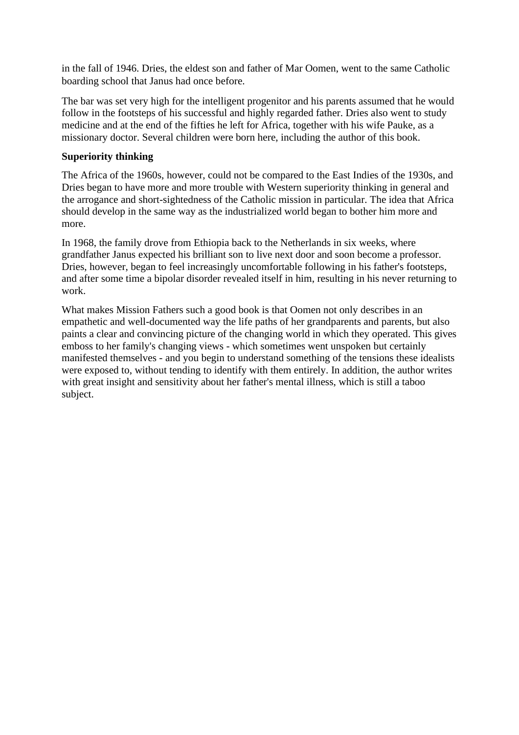in the fall of 1946. Dries, the eldest son and father of Mar Oomen, went to the same Catholic boarding school that Janus had once before.

The bar was set very high for the intelligent progenitor and his parents assumed that he would follow in the footsteps of his successful and highly regarded father. Dries also went to study medicine and at the end of the fifties he left for Africa, together with his wife Pauke, as a missionary doctor. Several children were born here, including the author of this book.

**Superiority thinking**

The Africa of the 1960s, however, could not be compared to the East Indies of the 1930s, and Dries began to have more and more trouble with Western superiority thinking in general and the arrogance and short-sightedness of the Catholic mission in particular. The idea that Africa should develop in the same way as the industrialized world began to bother him more and more.

In 1968, the family drove from Ethiopia back to the Netherlands in six weeks, where grandfather Janus expected his brilliant son to live next door and soon become a professor. Dries, however, began to feel increasingly uncomfortable following in his father's footsteps, and after some time a bipolar disorder revealed itself in him, resulting in his never returning to work.

What makes Mission Fathers such a good book is that Oomen not only describes in an empathetic and well-documented way the life paths of her grandparents and parents, but also paints a clear and convincing picture of the changing world in which they operated. This gives emboss to her family's changing views - which sometimes went unspoken but certainly manifested themselves - and you begin to understand something of the tensions these idealists were exposed to, without tending to identify with them entirely. In addition, the author writes with great insight and sensitivity about her father's mental illness, which is still a taboo subject.